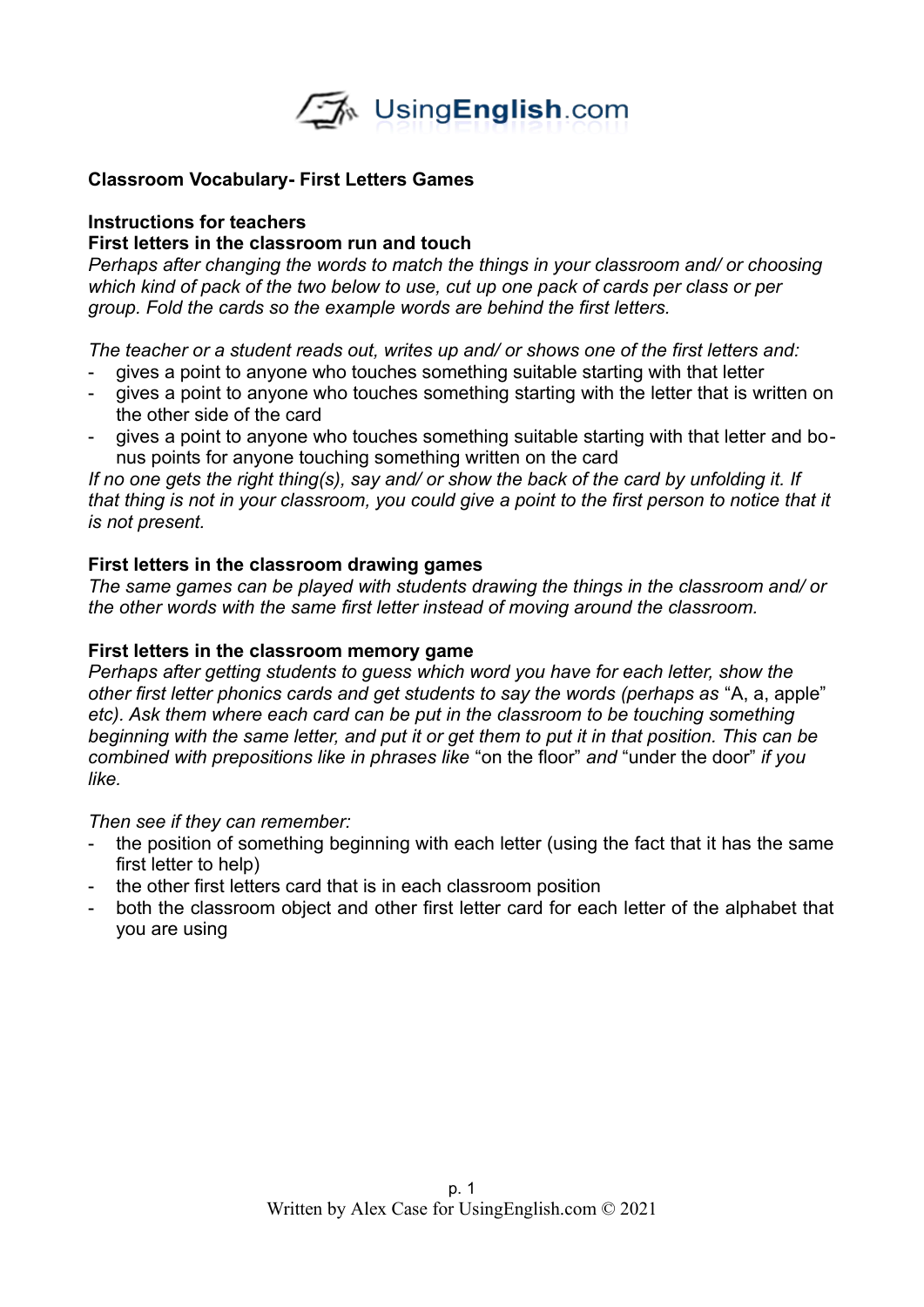## Classroom Vocabulary- First Letters Games

### Instructions for teachers

### First letters in the classroom run and touch

*Perhaps after changing the words to match the things in your classroom and/ or choosing which kind of pack of the two below to use, cut up one pack of cards per class or per group. Fold the cards so the example words are behind the first letters.*

*The teacher or a student reads out, writes up and/ or shows one of the first letters and:*

- gives a point to anyone who touches something suitable starting with that letter
- gives a point to anyone who touches something starting with the letter that is written on the other side of the card
- gives a point to anyone who touches something suitable starting with that letter and bonus points for anyone touching something written on the card

*If no one gets the right thing(s), say and/ or show the back of the card by unfolding it. If that thing is not in your classroom, you could give a point to the first person to notice that it is not present.*

### First letters in the classroom drawing games

*The same games can be played with students drawing the things in the classroom and/ or the other words with the same first letter instead of moving around the classroom.*

### First letters in the classroom memory game

*Perhaps after getting students to guess which word you have for each letter, show the other first letter phonics cards and get students to say the words (perhaps as* "A, a, apple" *etc). Ask them where each card can be put in the classroom to be touching something beginning with the same letter, and put it or get them to put it in that position. This can be combined with prepositions like in phrases like* "on the floor" *and* "under the door" *if you like.*

*Then see if they can remember:*

- the position of something beginning with each letter (using the fact that it has the same first letter to help)
- the other first letters card that is in each classroom position
- both the classroom object and other first letter card for each letter of the alphabet that you are using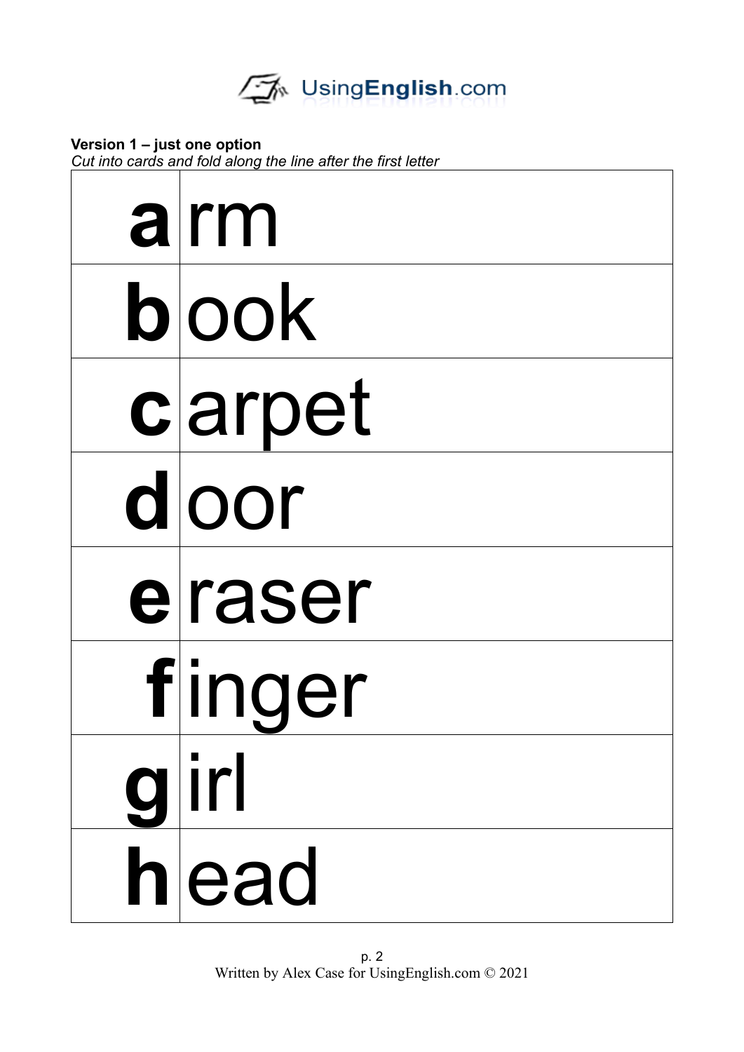**Version 1 – just one option**
*Cut into cards and fold along the line after the first letter*

| | |
|---|---|
| **a** | rm |
| **b** | ook |
| **c** | arpet |
| **d** | oor |
| **e** | raser |
| **f** | inger |
| **g** | irl |
| **h** | ead |

Written by Alex Case for UsingEnglish.com © 2021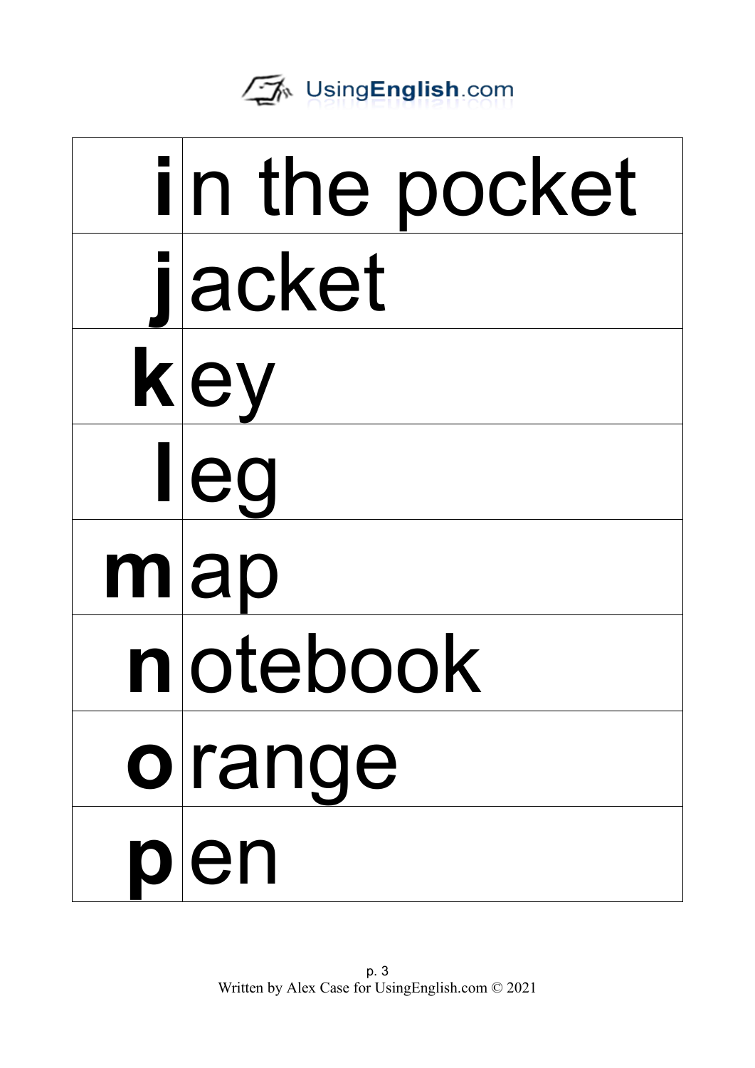| | |
|---|---|
| **i** | n the pocket |
| **j** | acket |
| **k** | ey |
| **l** | eg |
| **m** | ap |
| **n** | otebook |
| **o** | range |
| **p** | en |

Written by Alex Case for UsingEnglish.com © 2021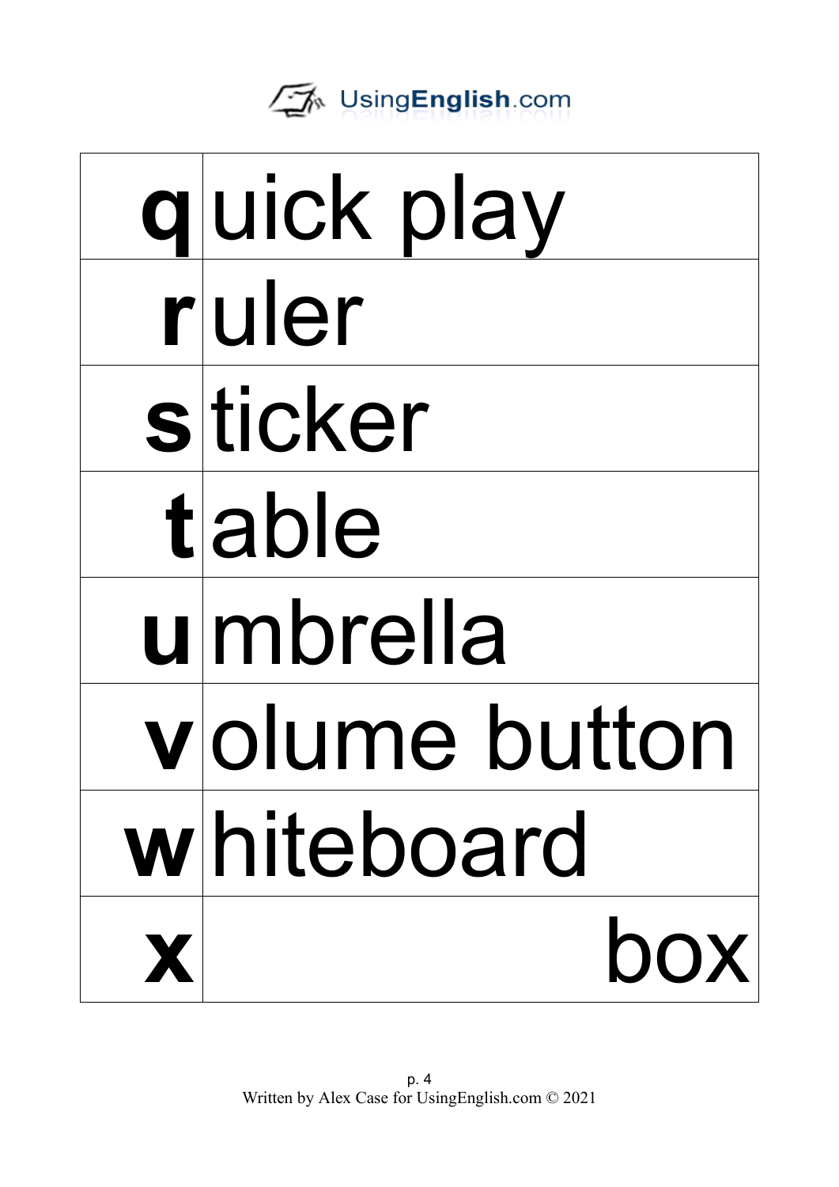| | |
|---|---|
| **q** | uick play |
| **r** | uler |
| **s** | ticker |
| **t** | able |
| **u** | mbrella |
| **v** | olume button |
| **w** | hiteboard |
| **x** | box |

Written by Alex Case for UsingEnglish.com © 2021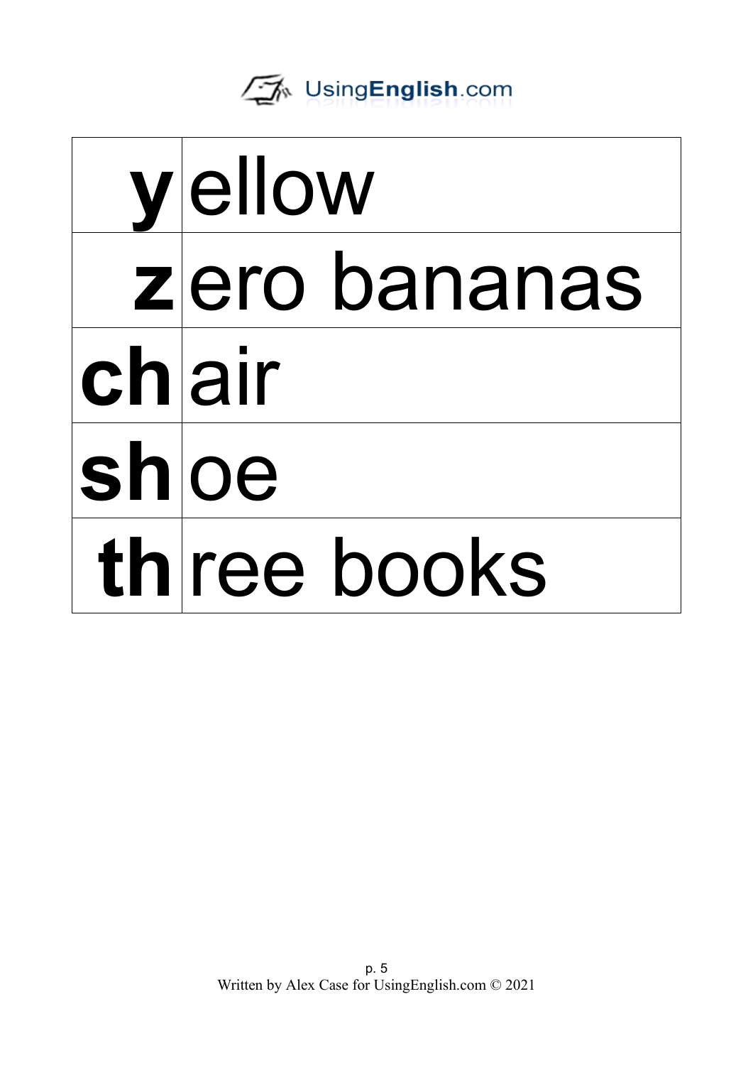| | |
|---|---|
| **y** | ellow |
| **z** | ero bananas |
| **ch** | air |
| **sh** | oe |
| **th** | ree books |

Written by Alex Case for UsingEnglish.com © 2021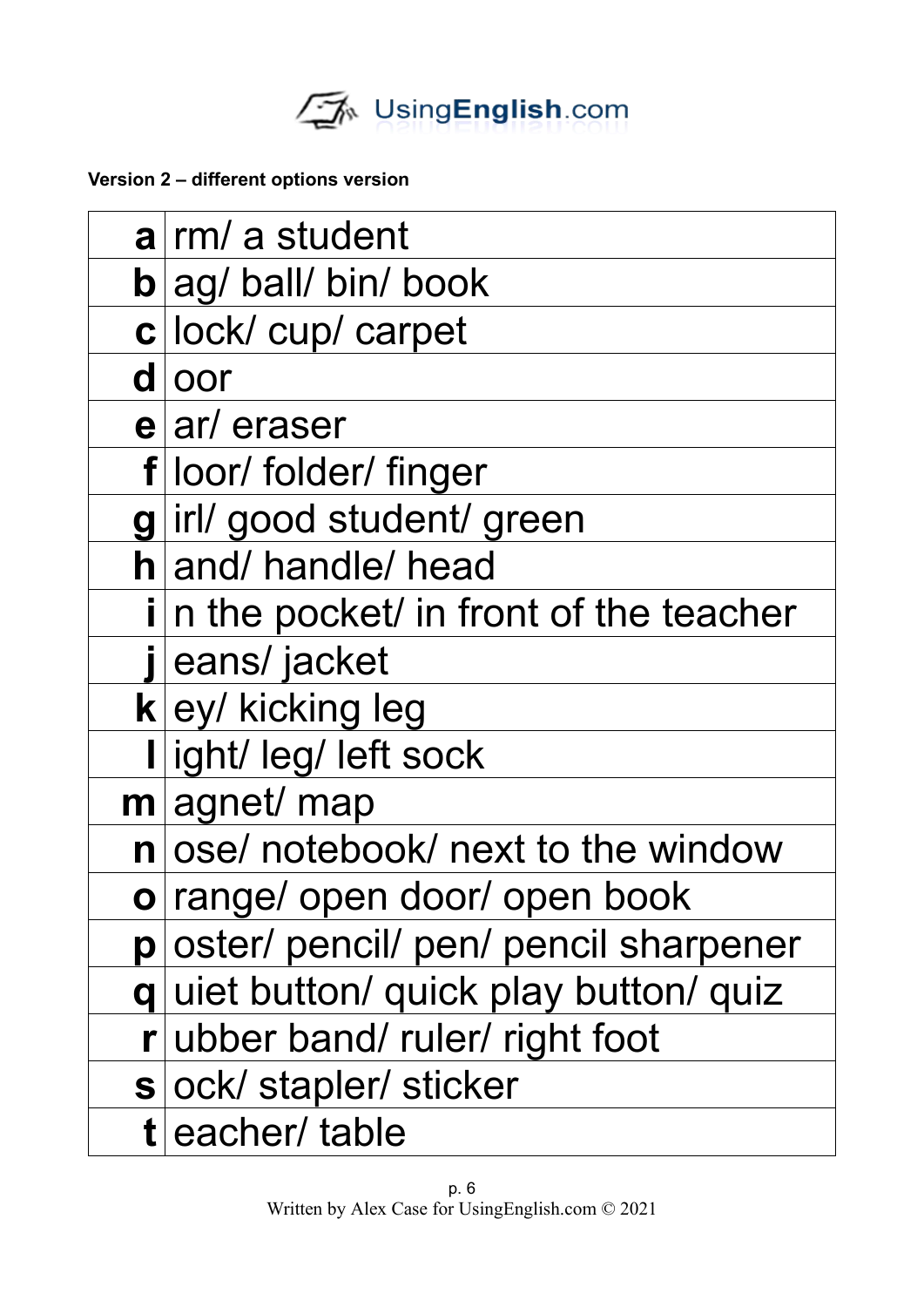UsingEnglish.com

**Version 2 – different options version**

| | |
|---:|---|
| **a** | rm/ a student |
| **b** | ag/ ball/ bin/ book |
| **c** | lock/ cup/ carpet |
| **d** | oor |
| **e** | ar/ eraser |
| **f** | loor/ folder/ finger |
| **g** | irl/ good student/ green |
| **h** | and/ handle/ head |
| **i** | n the pocket/ in front of the teacher |
| **j** | eans/ jacket |
| **k** | ey/ kicking leg |
| **l** | ight/ leg/ left sock |
| **m** | agnet/ map |
| **n** | ose/ notebook/ next to the window |
| **o** | range/ open door/ open book |
| **p** | oster/ pencil/ pen/ pencil sharpener |
| **q** | uiet button/ quick play button/ quiz |
| **r** | ubber band/ ruler/ right foot |
| **s** | ock/ stapler/ sticker |
| **t** | eacher/ table |

Written by Alex Case for UsingEnglish.com © 2021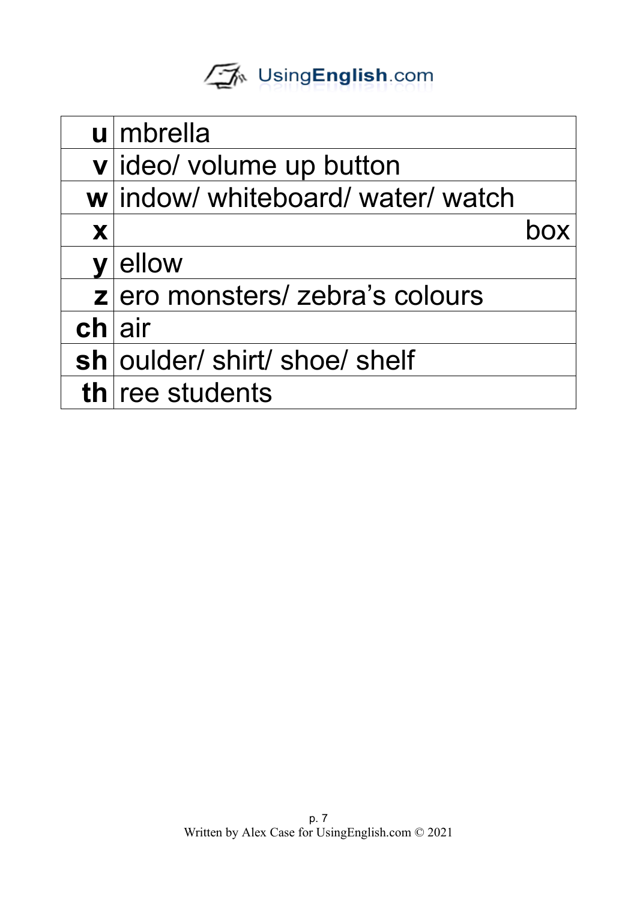| | |
|---|---|
| **u** | mbrella |
| **v** | ideo/ volume up button |
| **w** | indow/ whiteboard/ water/ watch |
| **x** | box |
| **y** | ellow |
| **z** | ero monsters/ zebra's colours |
| **ch** | air |
| **sh** | oulder/ shirt/ shoe/ shelf |
| **th** | ree students |

Written by Alex Case for UsingEnglish.com © 2021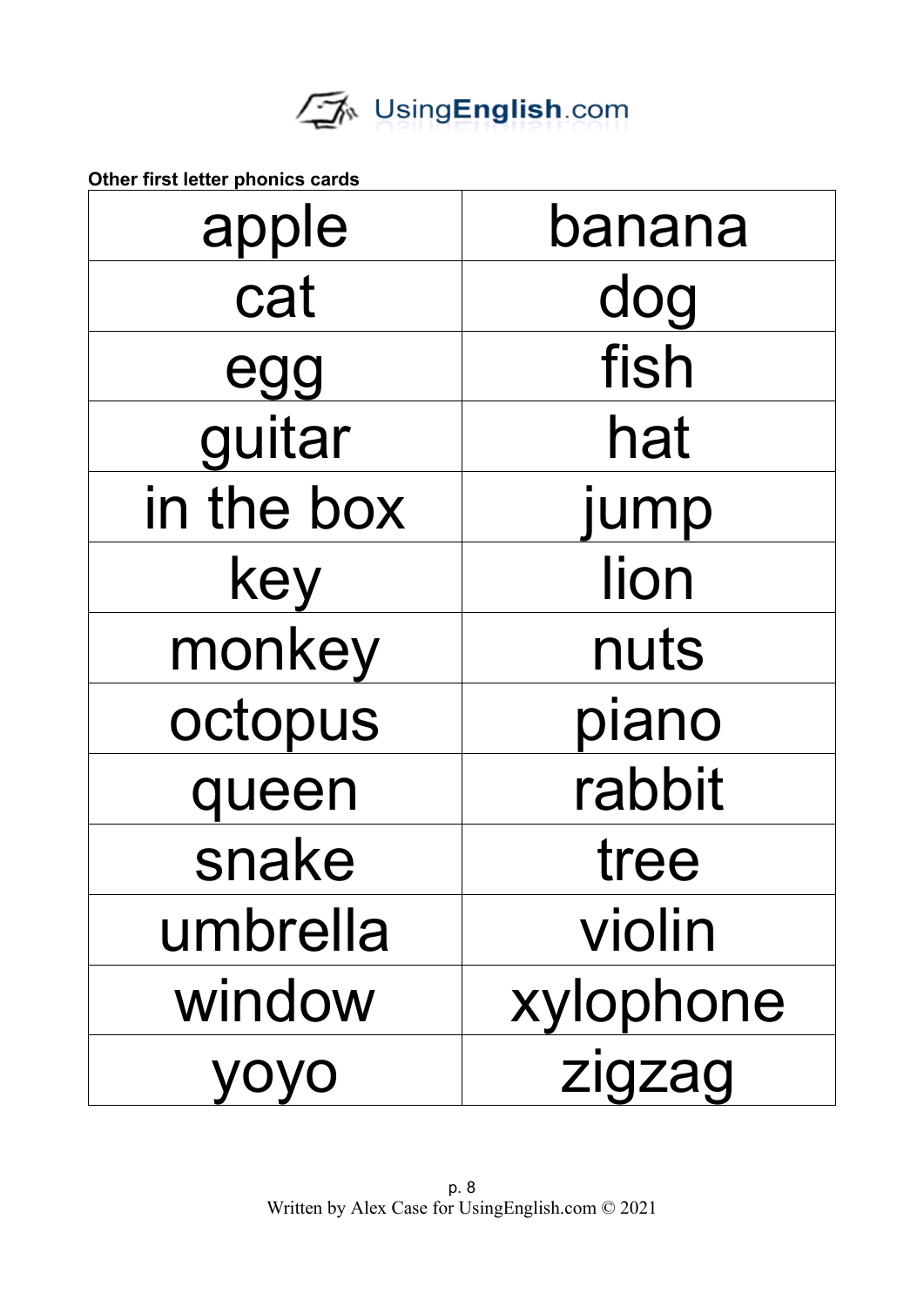**Other first letter phonics cards**

| | |
|---|---|
| apple | banana |
| cat | dog |
| egg | fish |
| guitar | hat |
| in the box | jump |
| key | lion |
| monkey | nuts |
| octopus | piano |
| queen | rabbit |
| snake | tree |
| umbrella | violin |
| window | xylophone |
| yoyo | zigzag |

Written by Alex Case for UsingEnglish.com © 2021